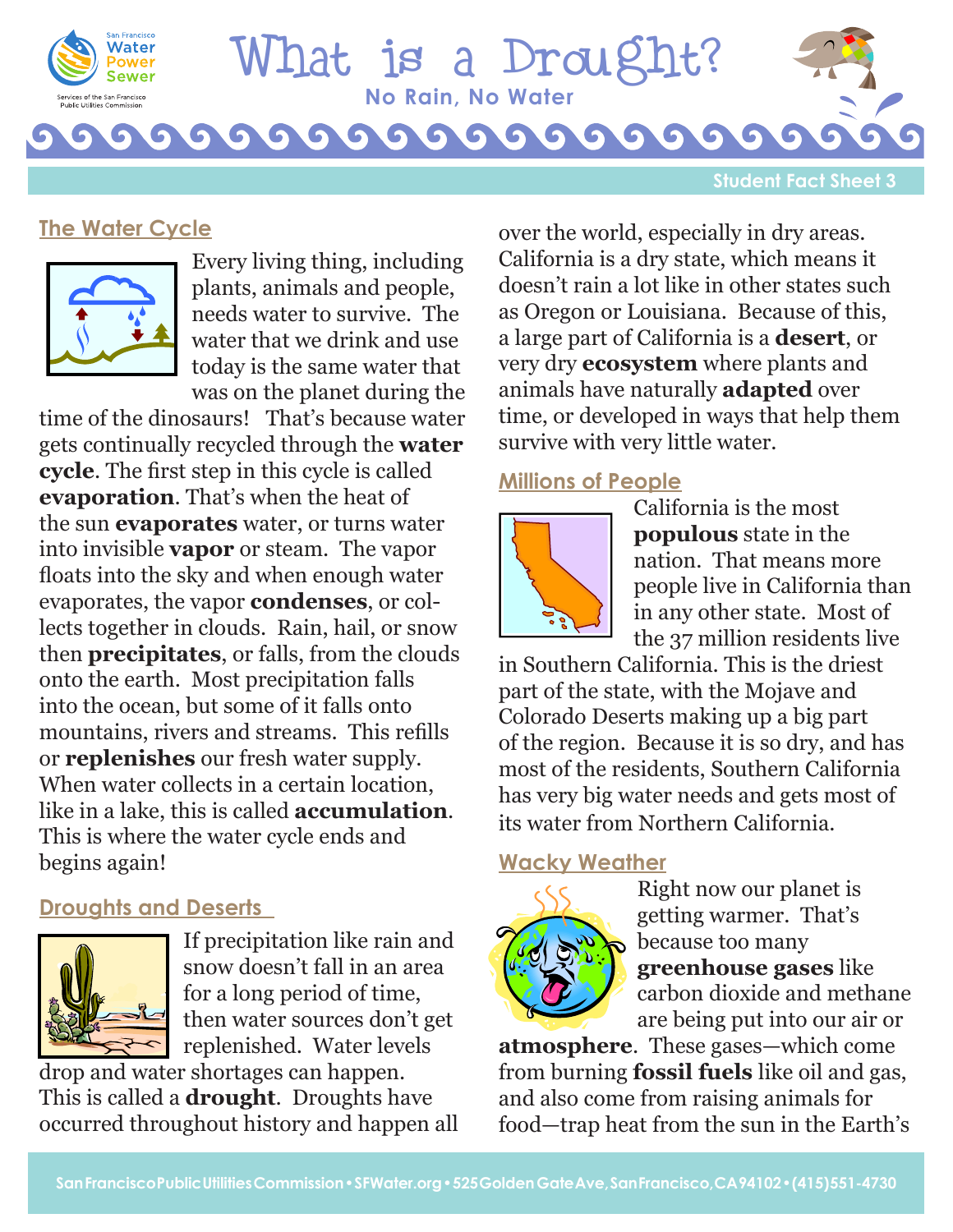# What is a Drought?

**No Rain, No Water**

Student Fact Sheet 3

## The Water Cycle

Every living thing, including plants, animals and people, needs water to survive. The water that we drink and use today is the same water that was on the planet during the time of the dinosaurs! That's because water gets continually recycled through the **water cycle**. The first step in this cycle is called **evaporation**. That's when the heat of the sun **evaporates** water, or turns water into invisible **vapor** or steam. The vapor floats into the sky and when enough water evaporates, the vapor **condenses**, or collects together in clouds. Rain, hail, or snow then **precipitates**, or falls, from the clouds onto the earth. Most precipitation falls into the ocean, but some of it falls onto mountains, rivers and streams. This refills or **replenishes** our fresh water supply. When water collects in a certain location, like in a lake, this is called **accumulation**. This is where the water cycle ends and begins again!

## Droughts and Deserts

If precipitation like rain and snow doesn't fall in an area for a long period of time, then water sources don't get replenished. Water levels drop and water shortages can happen. This is called a **drought**. Droughts have occurred throughout history and happen all over the world, especially in dry areas. California is a dry state, which means it doesn't rain a lot like in other states such as Oregon or Louisiana. Because of this, a large part of California is a **desert**, or very dry **ecosystem** where plants and animals have naturally **adapted** over time, or developed in ways that help them survive with very little water.

## Millions of People

California is the most **populous** state in the nation. That means more people live in California than in any other state. Most of the 37 million residents live in Southern California. This is the driest part of the state, with the Mojave and Colorado Deserts making up a big part of the region. Because it is so dry, and has most of the residents, Southern California has very big water needs and gets most of its water from Northern California.

## Wacky Weather

Right now our planet is getting warmer. That's because too many **greenhouse gases** like carbon dioxide and methane are being put into our air or **atmosphere**. These gases—which come from burning **fossil fuels** like oil and gas, and also come from raising animals for food—trap heat from the sun in the Earth's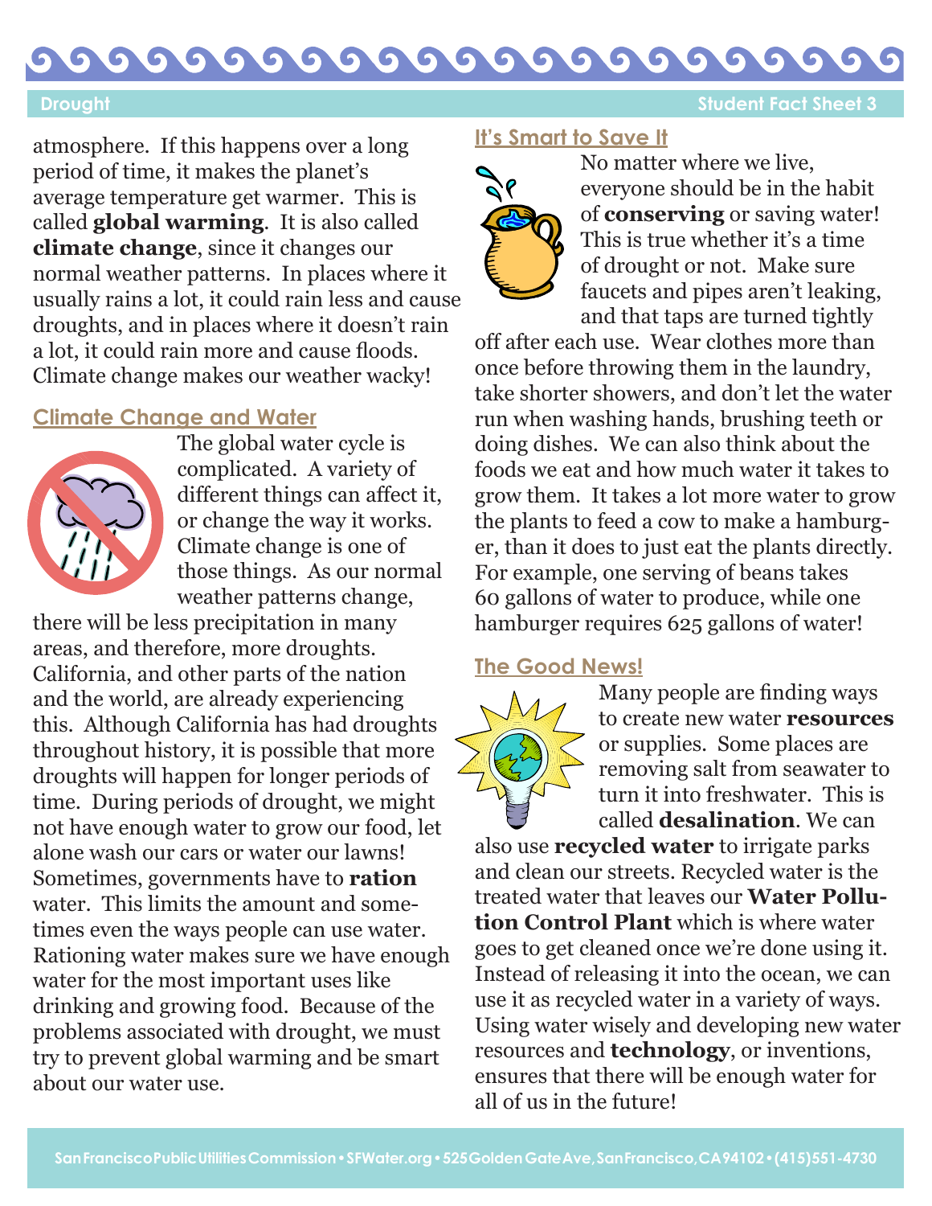atmosphere. If this happens over a long period of time, it makes the planet's average temperature get warmer. This is called **global warming**. It is also called **climate change**, since it changes our normal weather patterns. In places where it usually rains a lot, it could rain less and cause droughts, and in places where it doesn't rain a lot, it could rain more and cause floods. Climate change makes our weather wacky!

## Climate Change and Water

The global water cycle is complicated. A variety of different things can affect it, or change the way it works. Climate change is one of those things. As our normal weather patterns change, there will be less precipitation in many areas, and therefore, more droughts. California, and other parts of the nation and the world, are already experiencing this. Although California has had droughts throughout history, it is possible that more droughts will happen for longer periods of time. During periods of drought, we might not have enough water to grow our food, let alone wash our cars or water our lawns! Sometimes, governments have to **ration** water. This limits the amount and sometimes even the ways people can use water. Rationing water makes sure we have enough water for the most important uses like drinking and growing food. Because of the problems associated with drought, we must try to prevent global warming and be smart about our water use.

## It's Smart to Save It

No matter where we live, everyone should be in the habit of **conserving** or saving water! This is true whether it's a time of drought or not. Make sure faucets and pipes aren't leaking, and that taps are turned tightly off after each use. Wear clothes more than once before throwing them in the laundry, take shorter showers, and don't let the water run when washing hands, brushing teeth or doing dishes. We can also think about the foods we eat and how much water it takes to grow them. It takes a lot more water to grow the plants to feed a cow to make a hamburger, than it does to just eat the plants directly. For example, one serving of beans takes 60 gallons of water to produce, while one hamburger requires 625 gallons of water!

## The Good News!

Many people are finding ways to create new water **resources** or supplies. Some places are removing salt from seawater to turn it into freshwater. This is called **desalination**. We can also use **recycled water** to irrigate parks and clean our streets. Recycled water is the treated water that leaves our **Water Pollution Control Plant** which is where water goes to get cleaned once we're done using it. Instead of releasing it into the ocean, we can use it as recycled water in a variety of ways. Using water wisely and developing new water resources and **technology**, or inventions, ensures that there will be enough water for all of us in the future!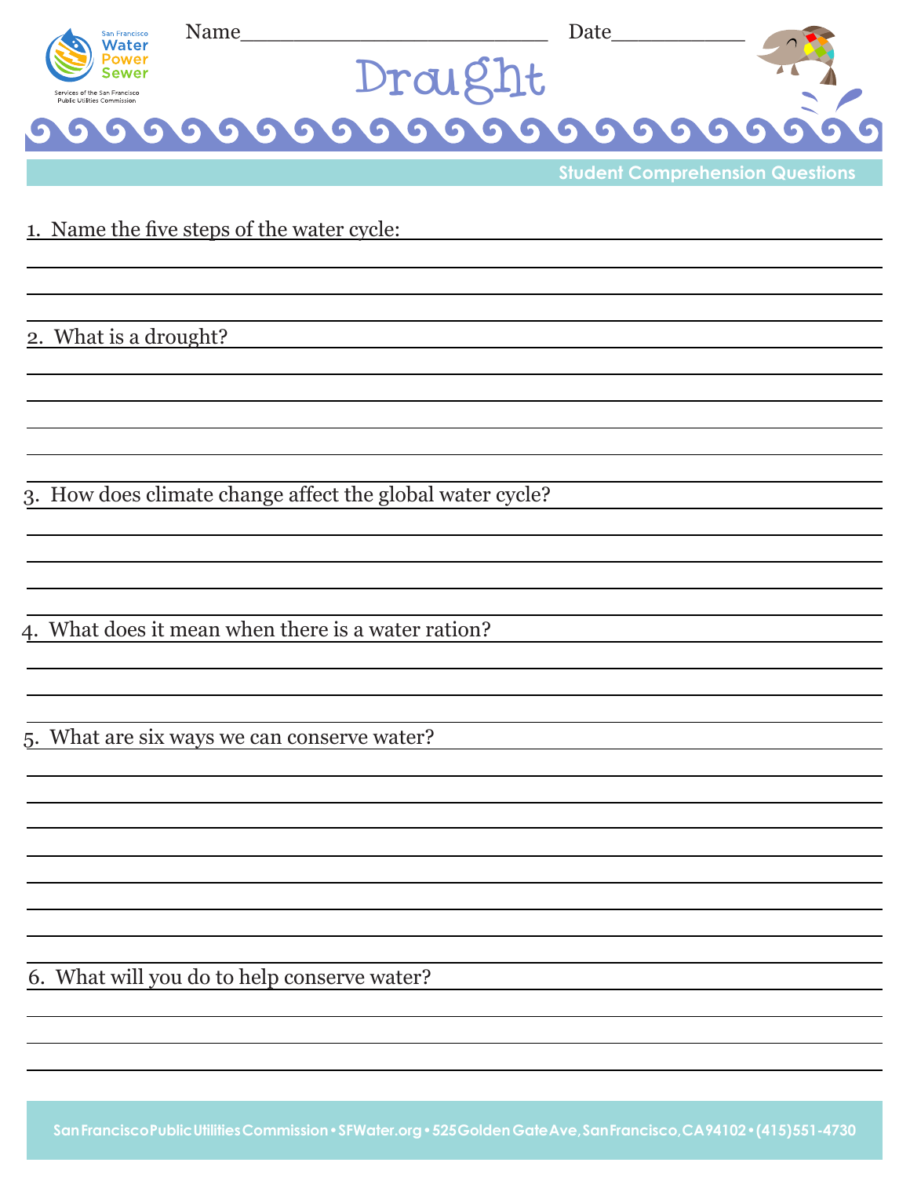San Francisco Water Power Sewer

Services of the San Francisco Public Utilities Commission

Name\_\_\_\_\_\_\_\_\_\_\_\_\_\_\_\_\_\_\_\_\_\_\_\_\_\_\_ Date\_\_\_\_\_\_\_\_\_\_\_

# Drought

## Student Comprehension Questions

1. Name the five steps of the water cycle:

2. What is a drought?

3. How does climate change affect the global water cycle?

4. What does it mean when there is a water ration?

5. What are six ways we can conserve water?

6. What will you do to help conserve water?

San Francisco Public Utilities Commission • SFWater.org • 525 Golden Gate Ave, San Francisco, CA 94102 • (415) 551-4730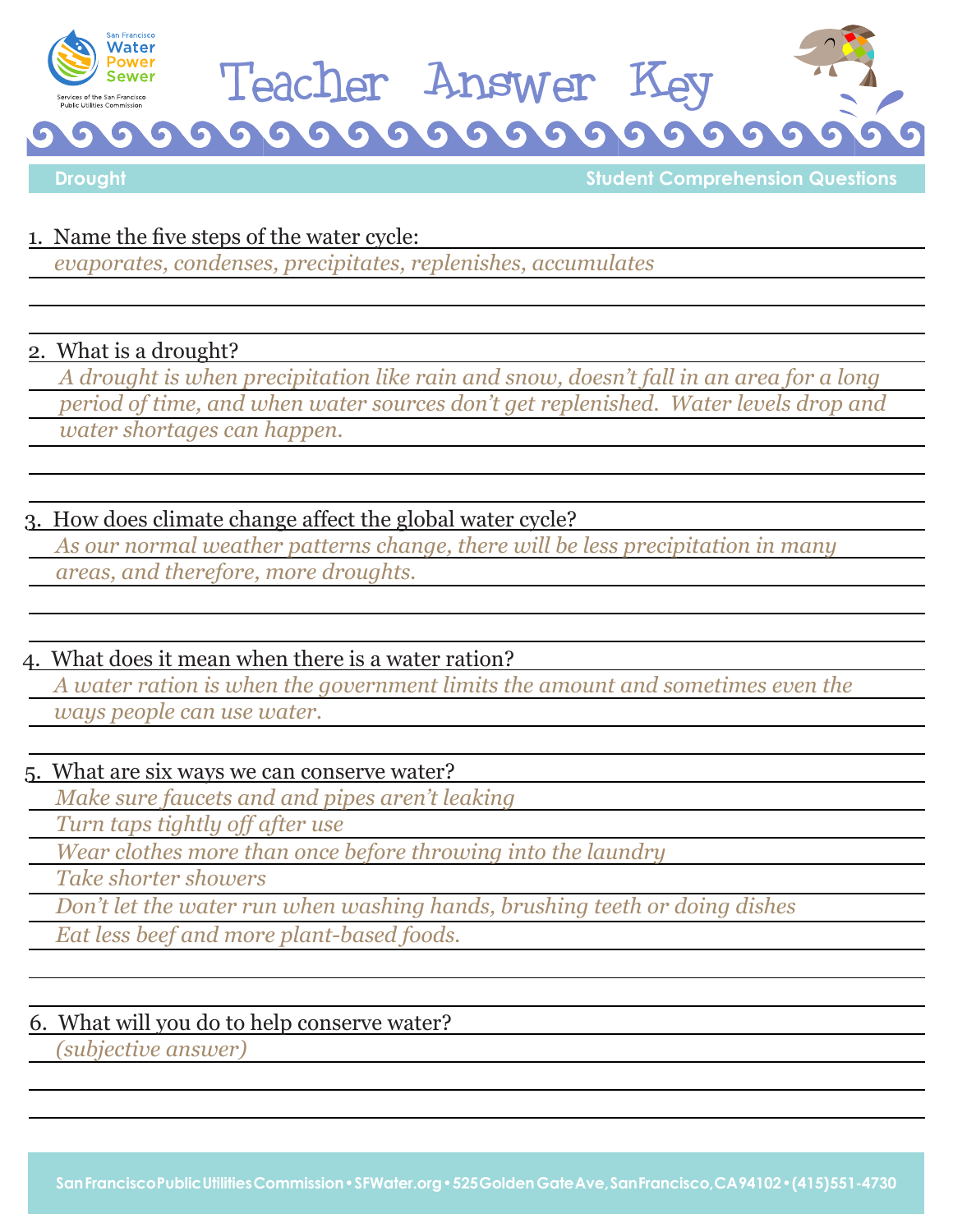# Teacher Answer Key

**Drought** — **Student Comprehension Questions**

1. Name the five steps of the water cycle:

   *evaporates, condenses, precipitates, replenishes, accumulates*

2. What is a drought?

   *A drought is when precipitation like rain and snow, doesn't fall in an area for a long period of time, and when water sources don't get replenished. Water levels drop and water shortages can happen.*

3. How does climate change affect the global water cycle?

   *As our normal weather patterns change, there will be less precipitation in many areas, and therefore, more droughts.*

4. What does it mean when there is a water ration?

   *A water ration is when the government limits the amount and sometimes even the ways people can use water.*

5. What are six ways we can conserve water?

   *Make sure faucets and and pipes aren't leaking*
   *Turn taps tightly off after use*
   *Wear clothes more than once before throwing into the laundry*
   *Take shorter showers*
   *Don't let the water run when washing hands, brushing teeth or doing dishes*
   *Eat less beef and more plant-based foods.*

6. What will you do to help conserve water?

   *(subjective answer)*